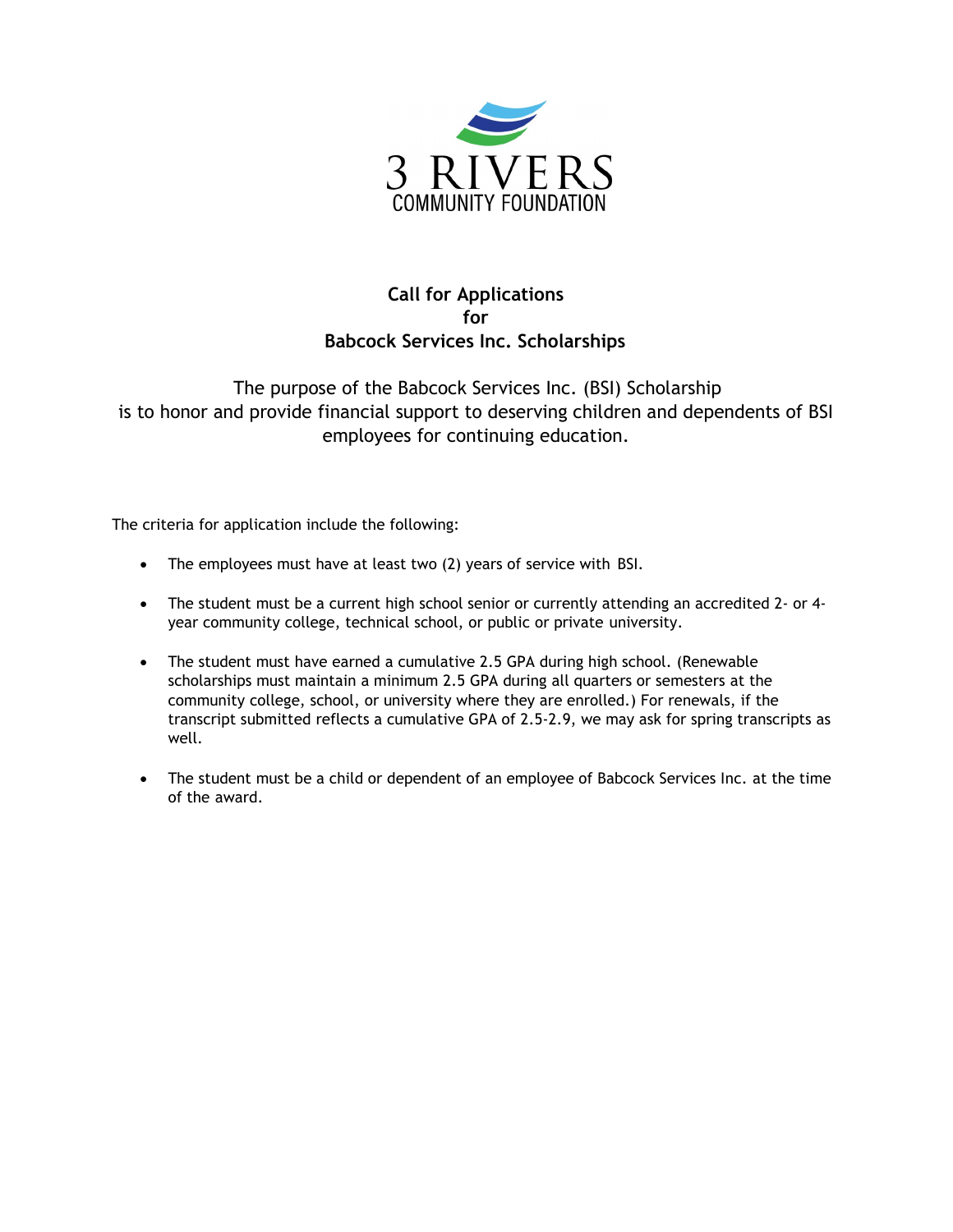3 RIVERS
COMMUNITY FOUNDATION

## Call for Applications
## for
## Babcock Services Inc. Scholarships

The purpose of the Babcock Services Inc. (BSI) Scholarship is to honor and provide financial support to deserving children and dependents of BSI employees for continuing education.

The criteria for application include the following:

- The employees must have at least two (2) years of service with BSI.
- The student must be a current high school senior or currently attending an accredited 2- or 4-year community college, technical school, or public or private university.
- The student must have earned a cumulative 2.5 GPA during high school. (Renewable scholarships must maintain a minimum 2.5 GPA during all quarters or semesters at the community college, school, or university where they are enrolled.) For renewals, if the transcript submitted reflects a cumulative GPA of 2.5-2.9, we may ask for spring transcripts as well.
- The student must be a child or dependent of an employee of Babcock Services Inc. at the time of the award.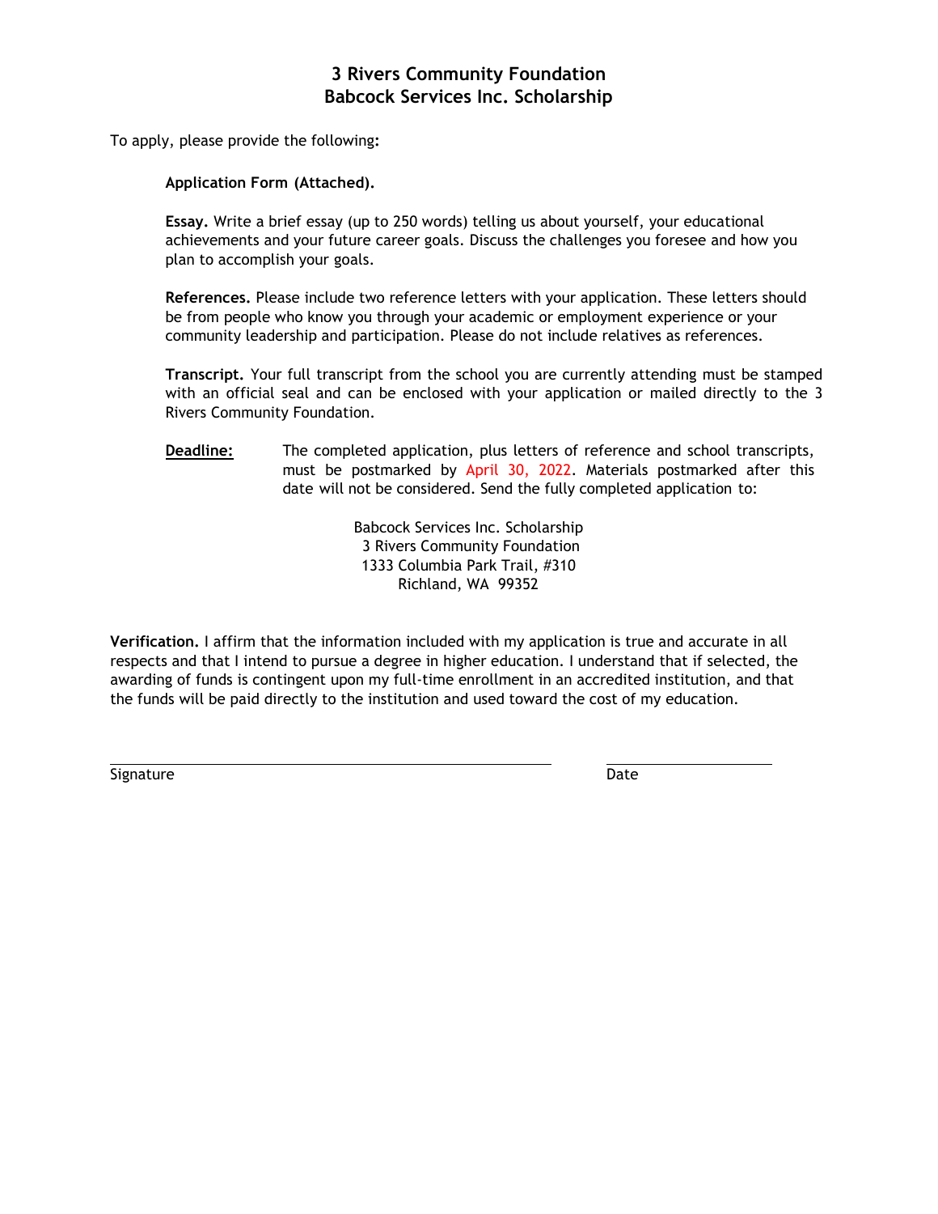# 3 Rivers Community Foundation
# Babcock Services Inc. Scholarship

To apply, please provide the following:

**Application Form (Attached).**

**Essay.** Write a brief essay (up to 250 words) telling us about yourself, your educational achievements and your future career goals. Discuss the challenges you foresee and how you plan to accomplish your goals.

**References.** Please include two reference letters with your application. These letters should be from people who know you through your academic or employment experience or your community leadership and participation. Please do not include relatives as references.

**Transcript.** Your full transcript from the school you are currently attending must be stamped with an official seal and can be enclosed with your application or mailed directly to the 3 Rivers Community Foundation.

**Deadline:** The completed application, plus letters of reference and school transcripts, must be postmarked by April 30, 2022. Materials postmarked after this date will not be considered. Send the fully completed application to:

Babcock Services Inc. Scholarship
3 Rivers Community Foundation
1333 Columbia Park Trail, #310
Richland, WA 99352

**Verification.** I affirm that the information included with my application is true and accurate in all respects and that I intend to pursue a degree in higher education. I understand that if selected, the awarding of funds is contingent upon my full-time enrollment in an accredited institution, and that the funds will be paid directly to the institution and used toward the cost of my education.

Signature ______________________________ Date ______________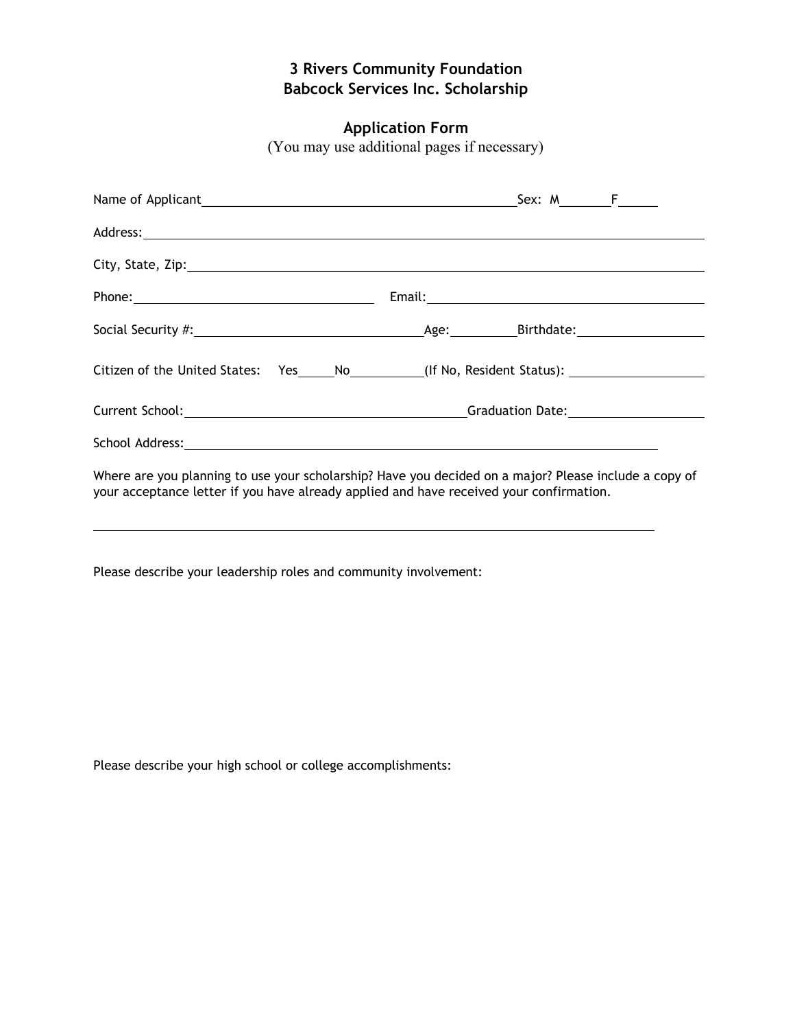## 3 Rivers Community Foundation
## Babcock Services Inc. Scholarship

### Application Form

(You may use additional pages if necessary)

Name of Applicant_______________________________________ Sex: M_______ F______

Address:_______________________________________________________________________

City, State, Zip:______________________________________________________________

Phone:_______________________________ Email:__________________________________

Social Security #:____________________________ Age:_________ Birthdate:_______________

Citizen of the United States: Yes_____ No__________ (If No, Resident Status): __________________

Current School:_____________________________________ Graduation Date:__________________

School Address:______________________________________________________________

Where are you planning to use your scholarship? Have you decided on a major? Please include a copy of your acceptance letter if you have already applied and have received your confirmation.

_______________________________________________________________________________

Please describe your leadership roles and community involvement:

Please describe your high school or college accomplishments: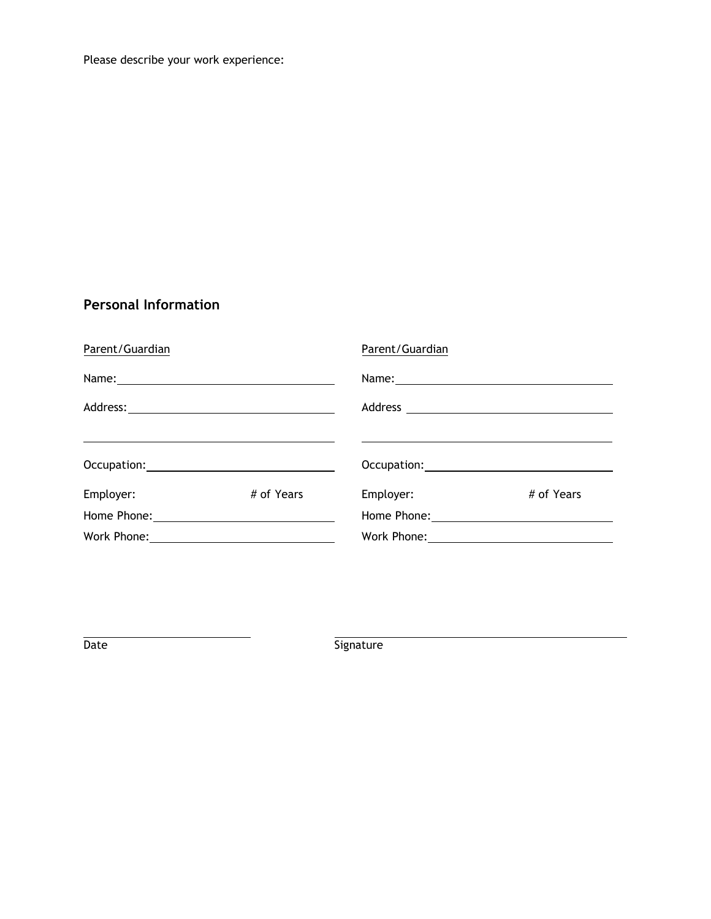Please describe your work experience:

## Personal Information

Parent/Guardian

Name: \_\_\_\_\_\_\_\_\_\_\_\_\_\_\_\_\_\_\_\_\_\_\_\_\_\_\_\_

Address: \_\_\_\_\_\_\_\_\_\_\_\_\_\_\_\_\_\_\_\_\_\_\_\_\_\_\_\_

\_\_\_\_\_\_\_\_\_\_\_\_\_\_\_\_\_\_\_\_\_\_\_\_\_\_\_\_\_\_\_\_\_\_\_\_

Occupation: \_\_\_\_\_\_\_\_\_\_\_\_\_\_\_\_\_\_\_\_\_\_\_\_\_\_\_\_

Employer: # of Years

Home Phone: \_\_\_\_\_\_\_\_\_\_\_\_\_\_\_\_\_\_\_\_\_\_\_\_\_\_\_\_

Work Phone: \_\_\_\_\_\_\_\_\_\_\_\_\_\_\_\_\_\_\_\_\_\_\_\_\_\_\_\_

Parent/Guardian

Name: \_\_\_\_\_\_\_\_\_\_\_\_\_\_\_\_\_\_\_\_\_\_\_\_\_\_\_\_

Address \_\_\_\_\_\_\_\_\_\_\_\_\_\_\_\_\_\_\_\_\_\_\_\_\_\_\_\_

\_\_\_\_\_\_\_\_\_\_\_\_\_\_\_\_\_\_\_\_\_\_\_\_\_\_\_\_\_\_\_\_\_\_\_\_

Occupation: \_\_\_\_\_\_\_\_\_\_\_\_\_\_\_\_\_\_\_\_\_\_\_\_\_\_\_\_

Employer: # of Years

Home Phone: \_\_\_\_\_\_\_\_\_\_\_\_\_\_\_\_\_\_\_\_\_\_\_\_\_\_\_\_

Work Phone: \_\_\_\_\_\_\_\_\_\_\_\_\_\_\_\_\_\_\_\_\_\_\_\_\_\_\_\_

\_\_\_\_\_\_\_\_\_\_\_\_\_\_\_\_\_\_\_\_\_\_\_\_ \_\_\_\_\_\_\_\_\_\_\_\_\_\_\_\_\_\_\_\_\_\_\_\_\_\_\_\_\_\_\_\_\_\_\_\_\_\_\_\_

Date Signature